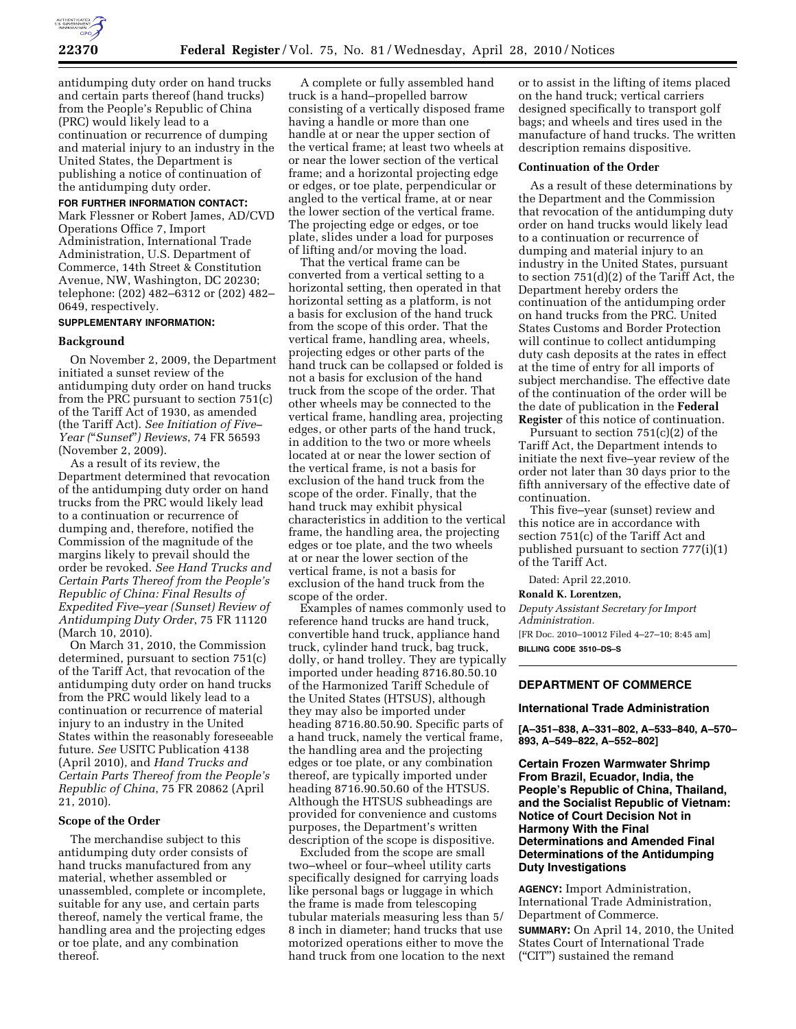antidumping duty order on hand trucks and certain parts thereof (hand trucks) from the People's Republic of China (PRC) would likely lead to a continuation or recurrence of dumping and material injury to an industry in the United States, the Department is publishing a notice of continuation of the antidumping duty order.

**FOR FURTHER INFORMATION CONTACT:** Mark Flessner or Robert James, AD/CVD Operations Office 7, Import Administration, International Trade Administration, U.S. Department of Commerce, 14th Street & Constitution Avenue, NW, Washington, DC 20230; telephone: (202) 482–6312 or (202) 482–0649, respectively.

**SUPPLEMENTARY INFORMATION:**

## Background

On November 2, 2009, the Department initiated a sunset review of the antidumping duty order on hand trucks from the PRC pursuant to section 751(c) of the Tariff Act of 1930, as amended (the Tariff Act). *See Initiation of Five–Year ("Sunset") Reviews*, 74 FR 56593 (November 2, 2009).

As a result of its review, the Department determined that revocation of the antidumping duty order on hand trucks from the PRC would likely lead to a continuation or recurrence of dumping and, therefore, notified the Commission of the magnitude of the margins likely to prevail should the order be revoked. *See Hand Trucks and Certain Parts Thereof from the People's Republic of China: Final Results of Expedited Five–year (Sunset) Review of Antidumping Duty Order*, 75 FR 11120 (March 10, 2010).

On March 31, 2010, the Commission determined, pursuant to section 751(c) of the Tariff Act, that revocation of the antidumping duty order on hand trucks from the PRC would likely lead to a continuation or recurrence of material injury to an industry in the United States within the reasonably foreseeable future. *See* USITC Publication 4138 (April 2010), and *Hand Trucks and Certain Parts Thereof from the People's Republic of China*, 75 FR 20862 (April 21, 2010).

## Scope of the Order

The merchandise subject to this antidumping duty order consists of hand trucks manufactured from any material, whether assembled or unassembled, complete or incomplete, suitable for any use, and certain parts thereof, namely the vertical frame, the handling area and the projecting edges or toe plate, and any combination thereof.

A complete or fully assembled hand truck is a hand–propelled barrow consisting of a vertically disposed frame having a handle or more than one handle at or near the upper section of the vertical frame; at least two wheels at or near the lower section of the vertical frame; and a horizontal projecting edge or edges, or toe plate, perpendicular or angled to the vertical frame, at or near the lower section of the vertical frame. The projecting edge or edges, or toe plate, slides under a load for purposes of lifting and/or moving the load.

That the vertical frame can be converted from a vertical setting to a horizontal setting, then operated in that horizontal setting as a platform, is not a basis for exclusion of the hand truck from the scope of this order. That the vertical frame, handling area, wheels, projecting edges or other parts of the hand truck can be collapsed or folded is not a basis for exclusion of the hand truck from the scope of the order. That other wheels may be connected to the vertical frame, handling area, projecting edges, or other parts of the hand truck, in addition to the two or more wheels located at or near the lower section of the vertical frame, is not a basis for exclusion of the hand truck from the scope of the order. Finally, that the hand truck may exhibit physical characteristics in addition to the vertical frame, the handling area, the projecting edges or toe plate, and the two wheels at or near the lower section of the vertical frame, is not a basis for exclusion of the hand truck from the scope of the order.

Examples of names commonly used to reference hand trucks are hand truck, convertible hand truck, appliance hand truck, cylinder hand truck, bag truck, dolly, or hand trolley. They are typically imported under heading 8716.80.50.10 of the Harmonized Tariff Schedule of the United States (HTSUS), although they may also be imported under heading 8716.80.50.90. Specific parts of a hand truck, namely the vertical frame, the handling area and the projecting edges or toe plate, or any combination thereof, are typically imported under heading 8716.90.50.60 of the HTSUS. Although the HTSUS subheadings are provided for convenience and customs purposes, the Department's written description of the scope is dispositive.

Excluded from the scope are small two–wheel or four–wheel utility carts specifically designed for carrying loads like personal bags or luggage in which the frame is made from telescoping tubular materials measuring less than 5/8 inch in diameter; hand trucks that use motorized operations either to move the hand truck from one location to the next or to assist in the lifting of items placed on the hand truck; vertical carriers designed specifically to transport golf bags; and wheels and tires used in the manufacture of hand trucks. The written description remains dispositive.

## Continuation of the Order

As a result of these determinations by the Department and the Commission that revocation of the antidumping duty order on hand trucks would likely lead to a continuation or recurrence of dumping and material injury to an industry in the United States, pursuant to section 751(d)(2) of the Tariff Act, the Department hereby orders the continuation of the antidumping order on hand trucks from the PRC. United States Customs and Border Protection will continue to collect antidumping duty cash deposits at the rates in effect at the time of entry for all imports of subject merchandise. The effective date of the continuation of the order will be the date of publication in the **Federal Register** of this notice of continuation.

Pursuant to section 751(c)(2) of the Tariff Act, the Department intends to initiate the next five–year review of the order not later than 30 days prior to the fifth anniversary of the effective date of continuation.

This five–year (sunset) review and this notice are in accordance with section 751(c) of the Tariff Act and published pursuant to section 777(i)(1) of the Tariff Act.

Dated: April 22,2010.

**Ronald K. Lorentzen,**

*Deputy Assistant Secretary for Import Administration.*

[FR Doc. 2010–10012 Filed 4–27–10; 8:45 am]

**BILLING CODE 3510–DS–S**

---

## DEPARTMENT OF COMMERCE

### International Trade Administration

**[A–351–838, A–331–802, A–533–840, A–570–893, A–549–822, A–552–802]**

### Certain Frozen Warmwater Shrimp From Brazil, Ecuador, India, the People's Republic of China, Thailand, and the Socialist Republic of Vietnam: Notice of Court Decision Not in Harmony With the Final Determinations and Amended Final Determinations of the Antidumping Duty Investigations

**AGENCY:** Import Administration, International Trade Administration, Department of Commerce.

**SUMMARY:** On April 14, 2010, the United States Court of International Trade ("CIT") sustained the remand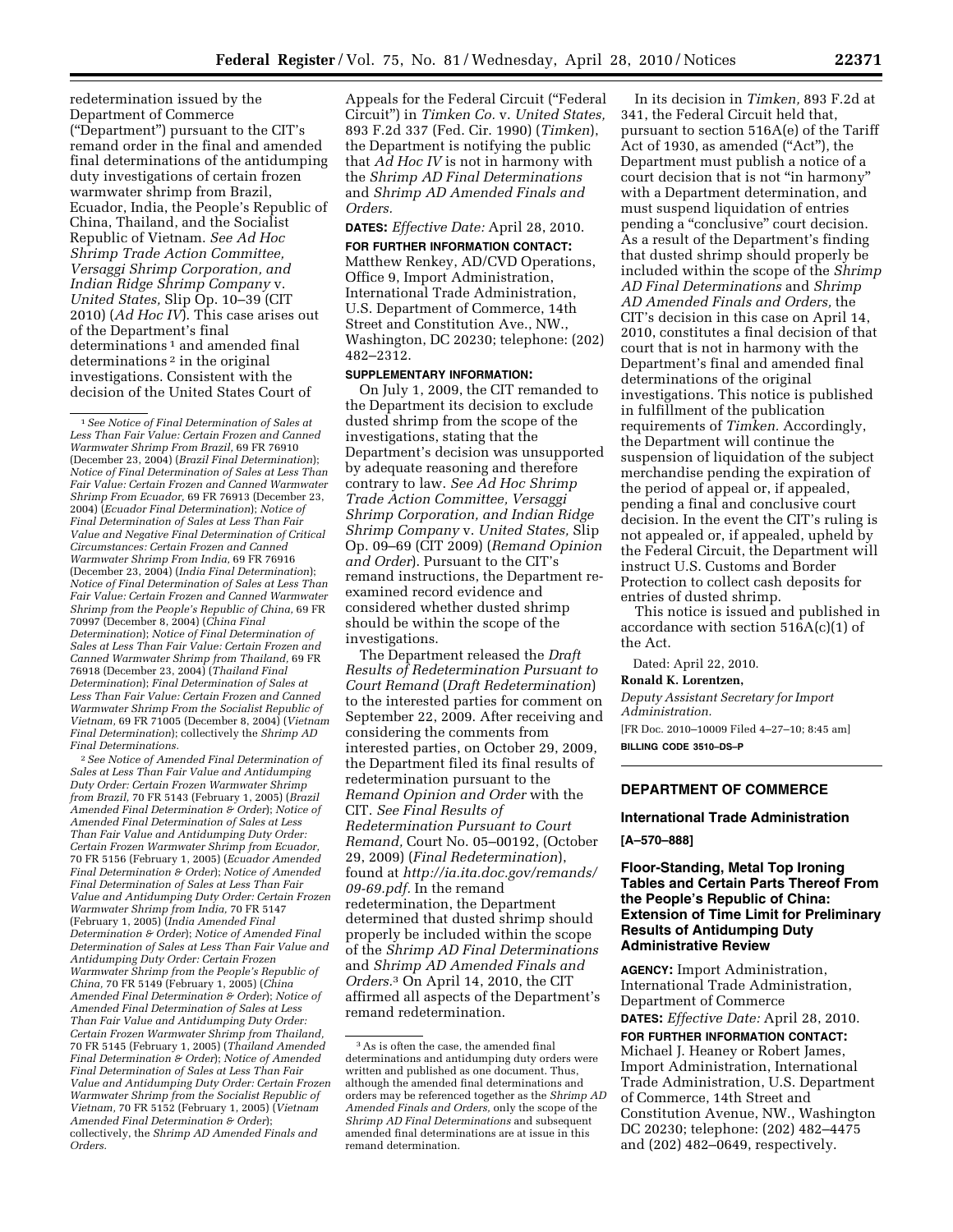redetermination issued by the Department of Commerce ("Department") pursuant to the CIT's remand order in the final and amended final determinations of the antidumping duty investigations of certain frozen warmwater shrimp from Brazil, Ecuador, India, the People's Republic of China, Thailand, and the Socialist Republic of Vietnam. *See Ad Hoc Shrimp Trade Action Committee, Versaggi Shrimp Corporation, and Indian Ridge Shrimp Company* v. *United States,* Slip Op. 10–39 (CIT 2010) (*Ad Hoc IV*). This case arises out of the Department's final determinations [1] and amended final determinations [2] in the original investigations. Consistent with the decision of the United States Court of Appeals for the Federal Circuit ("Federal Circuit") in *Timken Co.* v. *United States,* 893 F.2d 337 (Fed. Cir. 1990) (*Timken*), the Department is notifying the public that *Ad Hoc IV* is not in harmony with the *Shrimp AD Final Determinations* and *Shrimp AD Amended Finals and Orders.*

**DATES:** *Effective Date:* April 28, 2010.

**FOR FURTHER INFORMATION CONTACT:** Matthew Renkey, AD/CVD Operations, Office 9, Import Administration, International Trade Administration, U.S. Department of Commerce, 14th Street and Constitution Ave., NW., Washington, DC 20230; telephone: (202) 482–2312.

**SUPPLEMENTARY INFORMATION:**

On July 1, 2009, the CIT remanded to the Department its decision to exclude dusted shrimp from the scope of the investigations, stating that the Department's decision was unsupported by adequate reasoning and therefore contrary to law. *See Ad Hoc Shrimp Trade Action Committee, Versaggi Shrimp Corporation, and Indian Ridge Shrimp Company* v. *United States,* Slip Op. 09–69 (CIT 2009) (*Remand Opinion and Order*). Pursuant to the CIT's remand instructions, the Department re-examined record evidence and considered whether dusted shrimp should be within the scope of the investigations.

The Department released the *Draft Results of Redetermination Pursuant to Court Remand* (*Draft Redetermination*) to the interested parties for comment on September 22, 2009. After receiving and considering the comments from interested parties, on October 29, 2009, the Department filed its final results of redetermination pursuant to the *Remand Opinion and Order* with the CIT. *See Final Results of Redetermination Pursuant to Court Remand,* Court No. 05–00192, (October 29, 2009) (*Final Redetermination*), found at *http://ia.ita.doc.gov/remands/09-69.pdf.* In the remand redetermination, the Department determined that dusted shrimp should properly be included within the scope of the *Shrimp AD Final Determinations* and *Shrimp AD Amended Finals and Orders.*[3] On April 14, 2010, the CIT affirmed all aspects of the Department's remand redetermination.

In its decision in *Timken,* 893 F.2d at 341, the Federal Circuit held that, pursuant to section 516A(e) of the Tariff Act of 1930, as amended ("Act"), the Department must publish a notice of a court decision that is not "in harmony" with a Department determination, and must suspend liquidation of entries pending a "conclusive" court decision. As a result of the Department's finding that dusted shrimp should properly be included within the scope of the *Shrimp AD Final Determinations* and *Shrimp AD Amended Finals and Orders,* the CIT's decision in this case on April 14, 2010, constitutes a final decision of that court that is not in harmony with the Department's final and amended final determinations of the original investigations. This notice is published in fulfillment of the publication requirements of *Timken.* Accordingly, the Department will continue the suspension of liquidation of the subject merchandise pending the expiration of the period of appeal or, if appealed, pending a final and conclusive court decision. In the event the CIT's ruling is not appealed or, if appealed, upheld by the Federal Circuit, the Department will instruct U.S. Customs and Border Protection to collect cash deposits for entries of dusted shrimp.

This notice is issued and published in accordance with section 516A(c)(1) of the Act.

Dated: April 22, 2010.

**Ronald K. Lorentzen,**

*Deputy Assistant Secretary for Import Administration.*

[FR Doc. 2010–10009 Filed 4–27–10; 8:45 am]

**BILLING CODE 3510–DS–P**

---

[1] *See Notice of Final Determination of Sales at Less Than Fair Value: Certain Frozen and Canned Warmwater Shrimp From Brazil,* 69 FR 76910 (December 23, 2004) (*Brazil Final Determination*); *Notice of Final Determination of Sales at Less Than Fair Value: Certain Frozen and Canned Warmwater Shrimp From Ecuador,* 69 FR 76913 (December 23, 2004) (*Ecuador Final Determination*); *Notice of Final Determination of Sales at Less Than Fair Value and Negative Final Determination of Critical Circumstances: Certain Frozen and Canned Warmwater Shrimp From India,* 69 FR 76916 (December 23, 2004) (*India Final Determination*); *Notice of Final Determination of Sales at Less Than Fair Value: Certain Frozen and Canned Warmwater Shrimp from the People's Republic of China,* 69 FR 70997 (December 8, 2004) (*China Final Determination*); *Notice of Final Determination of Sales at Less Than Fair Value: Certain Frozen and Canned Warmwater Shrimp from Thailand,* 69 FR 76918 (December 23, 2004) (*Thailand Final Determination*); *Final Determination of Sales at Less Than Fair Value: Certain Frozen and Canned Warmwater Shrimp From the Socialist Republic of Vietnam,* 69 FR 71005 (December 8, 2004) (*Vietnam Final Determination*); collectively the *Shrimp AD Final Determinations.*

[2] *See Notice of Amended Final Determination of Sales at Less Than Fair Value and Antidumping Duty Order: Certain Frozen Warmwater Shrimp from Brazil,* 70 FR 5143 (February 1, 2005) (*Brazil Amended Final Determination & Order*); *Notice of Amended Final Determination of Sales at Less Than Fair Value and Antidumping Duty Order: Certain Frozen Warmwater Shrimp from Ecuador,* 70 FR 5156 (February 1, 2005) (*Ecuador Amended Final Determination & Order*); *Notice of Amended Final Determination of Sales at Less Than Fair Value and Antidumping Duty Order: Certain Frozen Warmwater Shrimp from India,* 70 FR 5147 (February 1, 2005) (*India Amended Final Determination & Order*); *Notice of Amended Final Determination of Sales at Less Than Fair Value and Antidumping Duty Order: Certain Frozen Warmwater Shrimp from the People's Republic of China,* 70 FR 5149 (February 1, 2005) (*China Amended Final Determination & Order*); *Notice of Amended Final Determination of Sales at Less Than Fair Value and Antidumping Duty Order: Certain Frozen Warmwater Shrimp from Thailand,* 70 FR 5145 (February 1, 2005) (*Thailand Amended Final Determination & Order*); *Notice of Amended Final Determination of Sales at Less Than Fair Value and Antidumping Duty Order: Certain Frozen Warmwater Shrimp from the Socialist Republic of Vietnam,* 70 FR 5152 (February 1, 2005) (*Vietnam Amended Final Determination & Order*); collectively, the *Shrimp AD Amended Finals and Orders.*

[3] As is often the case, the amended final determinations and antidumping duty orders were written and published as one document. Thus, although the amended final determinations and orders may be referenced together as the *Shrimp AD Amended Finals and Orders,* only the scope of the *Shrimp AD Final Determinations* and subsequent amended final determinations are at issue in this remand determination.

---

## DEPARTMENT OF COMMERCE

### International Trade Administration

**[A–570–888]**

### Floor-Standing, Metal Top Ironing Tables and Certain Parts Thereof From the People's Republic of China: Extension of Time Limit for Preliminary Results of Antidumping Duty Administrative Review

**AGENCY:** Import Administration, International Trade Administration, Department of Commerce

**DATES:** *Effective Date:* April 28, 2010.

**FOR FURTHER INFORMATION CONTACT:** Michael J. Heaney or Robert James, Import Administration, International Trade Administration, U.S. Department of Commerce, 14th Street and Constitution Avenue, NW., Washington DC 20230; telephone: (202) 482–4475 and (202) 482–0649, respectively.